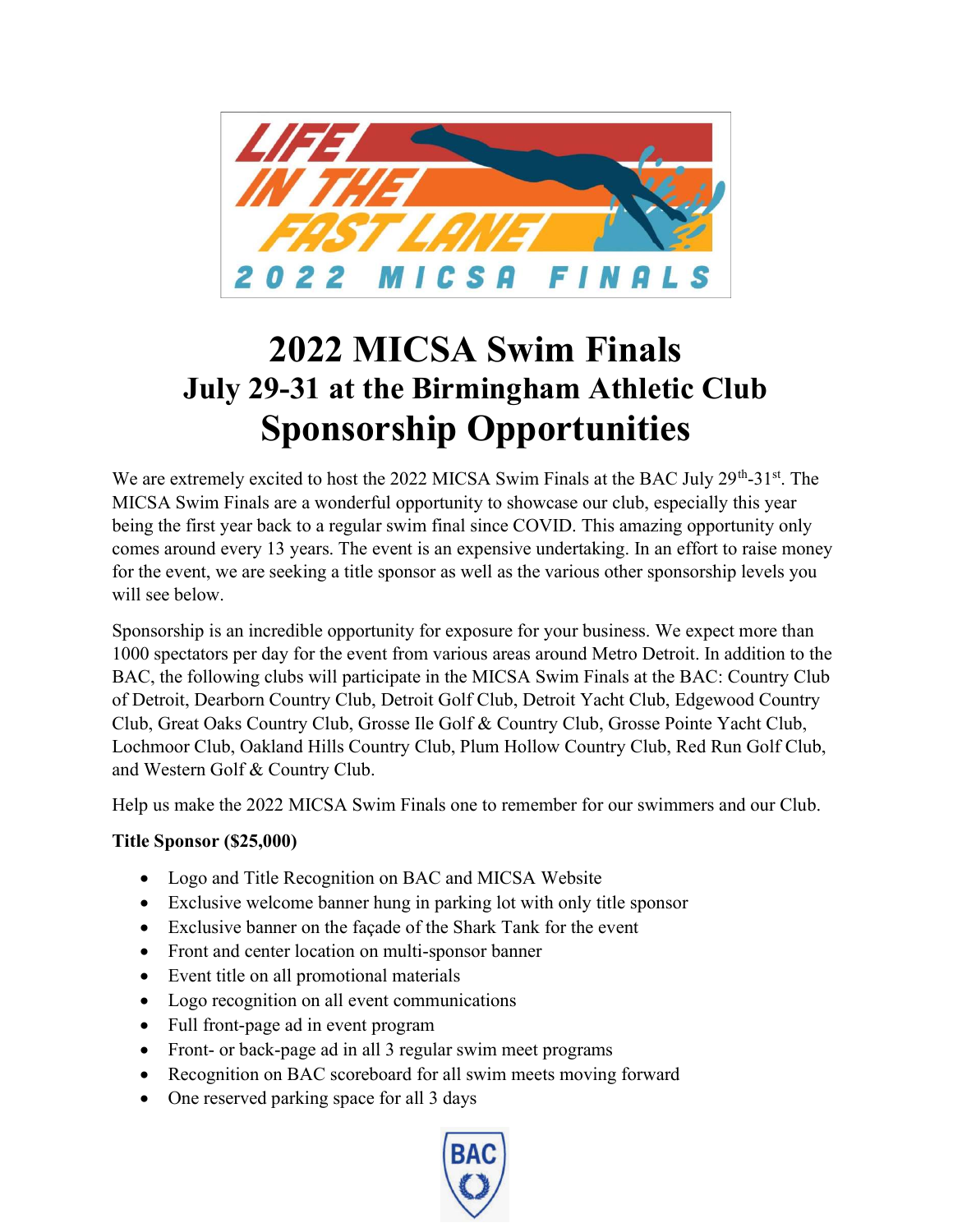# 2022 MICSA Swim Finals

## July 29-31 at the Birmingham Athletic Club

# Sponsorship Opportunities

We are extremely excited to host the 2022 MICSA Swim Finals at the BAC July 29th-31st. The MICSA Swim Finals are a wonderful opportunity to showcase our club, especially this year being the first year back to a regular swim final since COVID. This amazing opportunity only comes around every 13 years. The event is an expensive undertaking. In an effort to raise money for the event, we are seeking a title sponsor as well as the various other sponsorship levels you will see below.

Sponsorship is an incredible opportunity for exposure for your business. We expect more than 1000 spectators per day for the event from various areas around Metro Detroit. In addition to the BAC, the following clubs will participate in the MICSA Swim Finals at the BAC: Country Club of Detroit, Dearborn Country Club, Detroit Golf Club, Detroit Yacht Club, Edgewood Country Club, Great Oaks Country Club, Grosse Ile Golf & Country Club, Grosse Pointe Yacht Club, Lochmoor Club, Oakland Hills Country Club, Plum Hollow Country Club, Red Run Golf Club, and Western Golf & Country Club.

Help us make the 2022 MICSA Swim Finals one to remember for our swimmers and our Club.

**Title Sponsor ($25,000)**

- Logo and Title Recognition on BAC and MICSA Website
- Exclusive welcome banner hung in parking lot with only title sponsor
- Exclusive banner on the façade of the Shark Tank for the event
- Front and center location on multi-sponsor banner
- Event title on all promotional materials
- Logo recognition on all event communications
- Full front-page ad in event program
- Front- or back-page ad in all 3 regular swim meet programs
- Recognition on BAC scoreboard for all swim meets moving forward
- One reserved parking space for all 3 days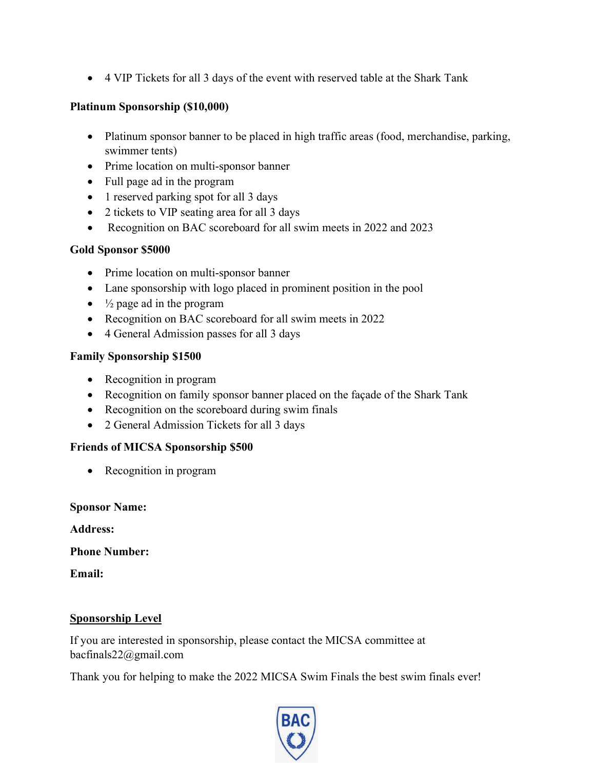- 4 VIP Tickets for all 3 days of the event with reserved table at the Shark Tank

**Platinum Sponsorship ($10,000)**

- Platinum sponsor banner to be placed in high traffic areas (food, merchandise, parking, swimmer tents)
- Prime location on multi-sponsor banner
- Full page ad in the program
- 1 reserved parking spot for all 3 days
- 2 tickets to VIP seating area for all 3 days
- Recognition on BAC scoreboard for all swim meets in 2022 and 2023

**Gold Sponsor $5000**

- Prime location on multi-sponsor banner
- Lane sponsorship with logo placed in prominent position in the pool
- ½ page ad in the program
- Recognition on BAC scoreboard for all swim meets in 2022
- 4 General Admission passes for all 3 days

**Family Sponsorship $1500**

- Recognition in program
- Recognition on family sponsor banner placed on the façade of the Shark Tank
- Recognition on the scoreboard during swim finals
- 2 General Admission Tickets for all 3 days

**Friends of MICSA Sponsorship $500**

- Recognition in program

**Sponsor Name:**

**Address:**

**Phone Number:**

**Email:**

**<u>Sponsorship Level</u>**

If you are interested in sponsorship, please contact the MICSA committee at bacfinals22@gmail.com

Thank you for helping to make the 2022 MICSA Swim Finals the best swim finals ever!

BAC